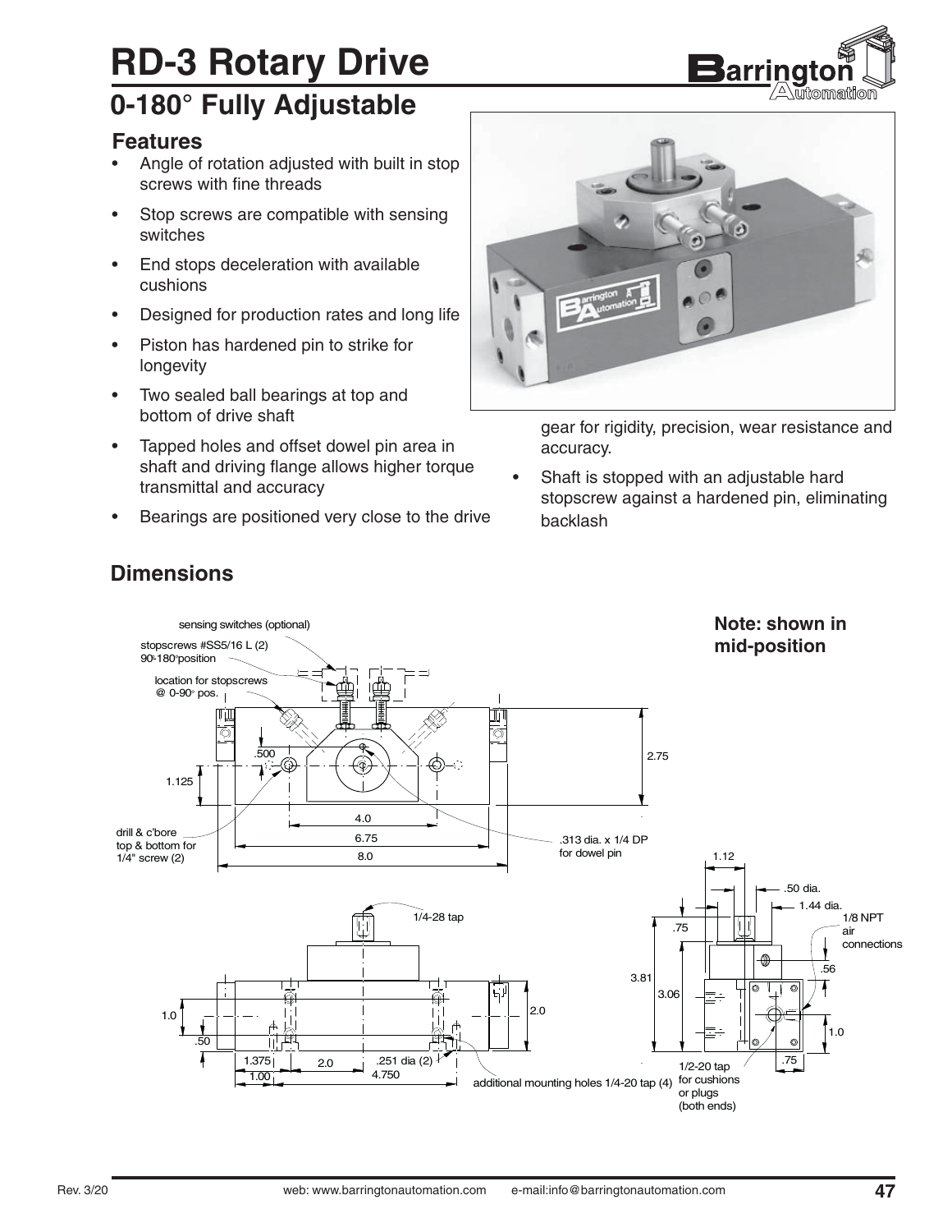# RD-3 Rotary Drive

## 0-180° Fully Adjustable

### Features

- Angle of rotation adjusted with built in stop screws with fine threads
- Stop screws are compatible with sensing switches
- End stops deceleration with available cushions
- Designed for production rates and long life
- Piston has hardened pin to strike for longevity
- Two sealed ball bearings at top and bottom of drive shaft
- Tapped holes and offset dowel pin area in shaft and driving flange allows higher torque transmittal and accuracy
- Bearings are positioned very close to the drive gear for rigidity, precision, wear resistance and accuracy.
- Shaft is stopped with an adjustable hard stopscrew against a hardened pin, eliminating backlash

## Dimensions

**Note: shown in mid-position**

sensing switches (optional)

stopscrews #SS5/16 L (2) 90-180° position

location for stopscrews @ 0-90° pos.

.500

1.125

2.75

4.0

6.75

8.0

drill & c'bore top & bottom for 1/4" screw (2)

.313 dia. x 1/4 DP for dowel pin

1/4-28 tap

1.0

.50

2.0

1.375

2.0

1.00

.251 dia (2)

4.750

additional mounting holes 1/4-20 tap (4)

1.12

.50 dia.

1.44 dia.

1/8 NPT air connections

.75

.56

3.81

3.06

1.0

.75

1/2-20 tap for cushions or plugs (both ends)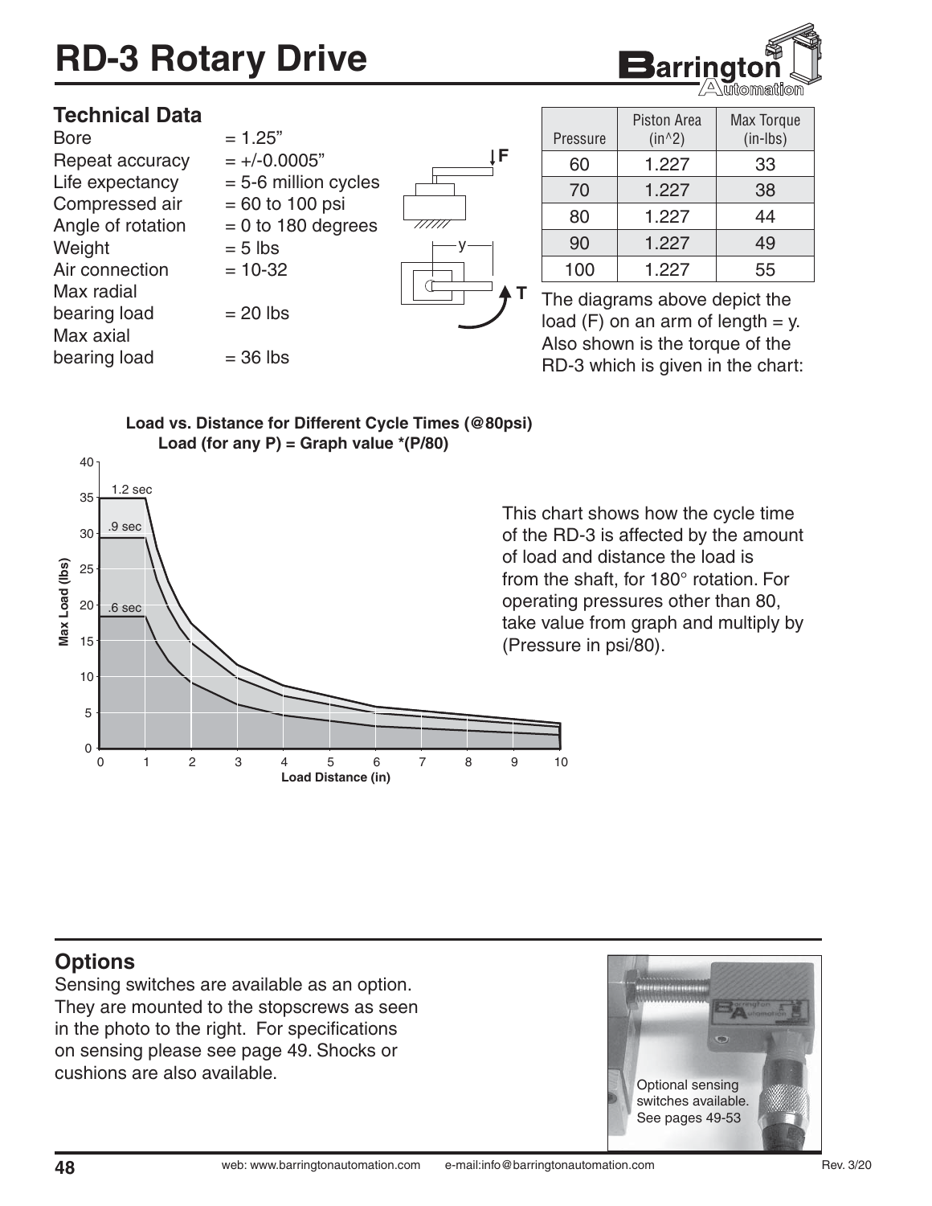# RD-3 Rotary Drive

## Technical Data

Bore = 1.25"
Repeat accuracy = +/-0.0005"
Life expectancy = 5-6 million cycles
Compressed air = 60 to 100 psi
Angle of rotation = 0 to 180 degrees
Weight = 5 lbs
Air connection = 10-32
Max radial bearing load = 20 lbs
Max axial bearing load = 36 lbs

F

y

T

| Pressure | Piston Area (in^2) | Max Torque (in-lbs) |
|---|---|---|
| 60 | 1.227 | 33 |
| 70 | 1.227 | 38 |
| 80 | 1.227 | 44 |
| 90 | 1.227 | 49 |
| 100 | 1.227 | 55 |

The diagrams above depict the load (F) on an arm of length = y. Also shown is the torque of the RD-3 which is given in the chart:

**Load vs. Distance for Different Cycle Times (@80psi)**
**Load (for any P) = Graph value *(P/80)**

1.2 sec
.9 sec
.6 sec

Max Load (lbs)
0 5 10 15 20 25 30 35 40

Load Distance (in)
0 1 2 3 4 5 6 7 8 9 10

This chart shows how the cycle time of the RD-3 is affected by the amount of load and distance the load is from the shaft, for 180° rotation. For operating pressures other than 80, take value from graph and multiply by (Pressure in psi/80).

## Options

Sensing switches are available as an option. They are mounted to the stopscrews as seen in the photo to the right. For specifications on sensing please see page 49. Shocks or cushions are also available.

Optional sensing switches available. See pages 49-53

web: www.barringtonautomation.com e-mail:info@barringtonautomation.com Rev. 3/20